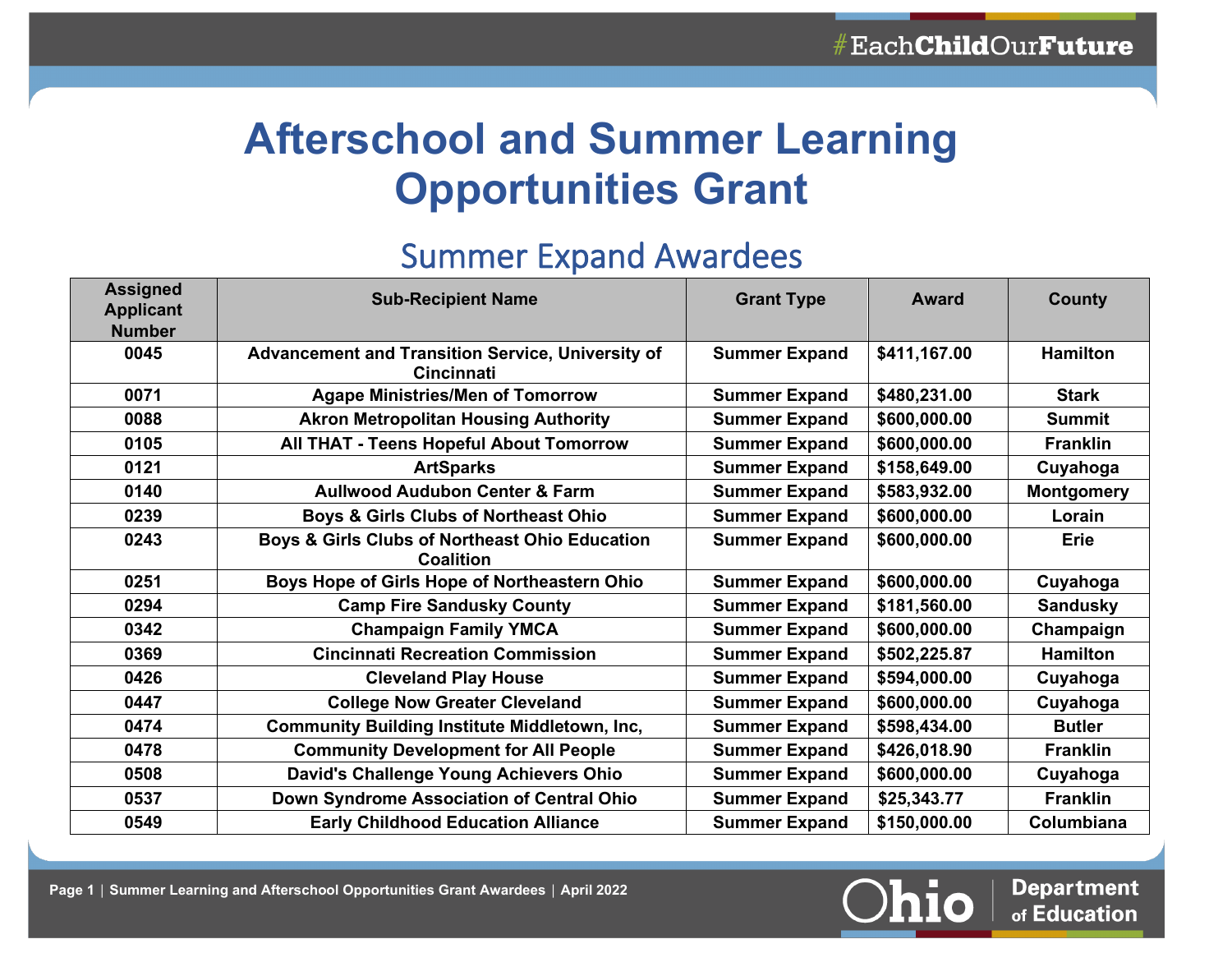# Afterschool and Summer Learning Opportunities Grant

## Summer Expand Awardees

| Assigned Applicant Number | Sub-Recipient Name | Grant Type | Award | County |
|---|---|---|---|---|
| 0045 | Advancement and Transition Service, University of Cincinnati | Summer Expand | $411,167.00 | Hamilton |
| 0071 | Agape Ministries/Men of Tomorrow | Summer Expand | $480,231.00 | Stark |
| 0088 | Akron Metropolitan Housing Authority | Summer Expand | $600,000.00 | Summit |
| 0105 | All THAT - Teens Hopeful About Tomorrow | Summer Expand | $600,000.00 | Franklin |
| 0121 | ArtSparks | Summer Expand | $158,649.00 | Cuyahoga |
| 0140 | Aullwood Audubon Center & Farm | Summer Expand | $583,932.00 | Montgomery |
| 0239 | Boys & Girls Clubs of Northeast Ohio | Summer Expand | $600,000.00 | Lorain |
| 0243 | Boys & Girls Clubs of Northeast Ohio Education Coalition | Summer Expand | $600,000.00 | Erie |
| 0251 | Boys Hope of Girls Hope of Northeastern Ohio | Summer Expand | $600,000.00 | Cuyahoga |
| 0294 | Camp Fire Sandusky County | Summer Expand | $181,560.00 | Sandusky |
| 0342 | Champaign Family YMCA | Summer Expand | $600,000.00 | Champaign |
| 0369 | Cincinnati Recreation Commission | Summer Expand | $502,225.87 | Hamilton |
| 0426 | Cleveland Play House | Summer Expand | $594,000.00 | Cuyahoga |
| 0447 | College Now Greater Cleveland | Summer Expand | $600,000.00 | Cuyahoga |
| 0474 | Community Building Institute Middletown, Inc, | Summer Expand | $598,434.00 | Butler |
| 0478 | Community Development for All People | Summer Expand | $426,018.90 | Franklin |
| 0508 | David's Challenge Young Achievers Ohio | Summer Expand | $600,000.00 | Cuyahoga |
| 0537 | Down Syndrome Association of Central Ohio | Summer Expand | $25,343.77 | Franklin |
| 0549 | Early Childhood Education Alliance | Summer Expand | $150,000.00 | Columbiana |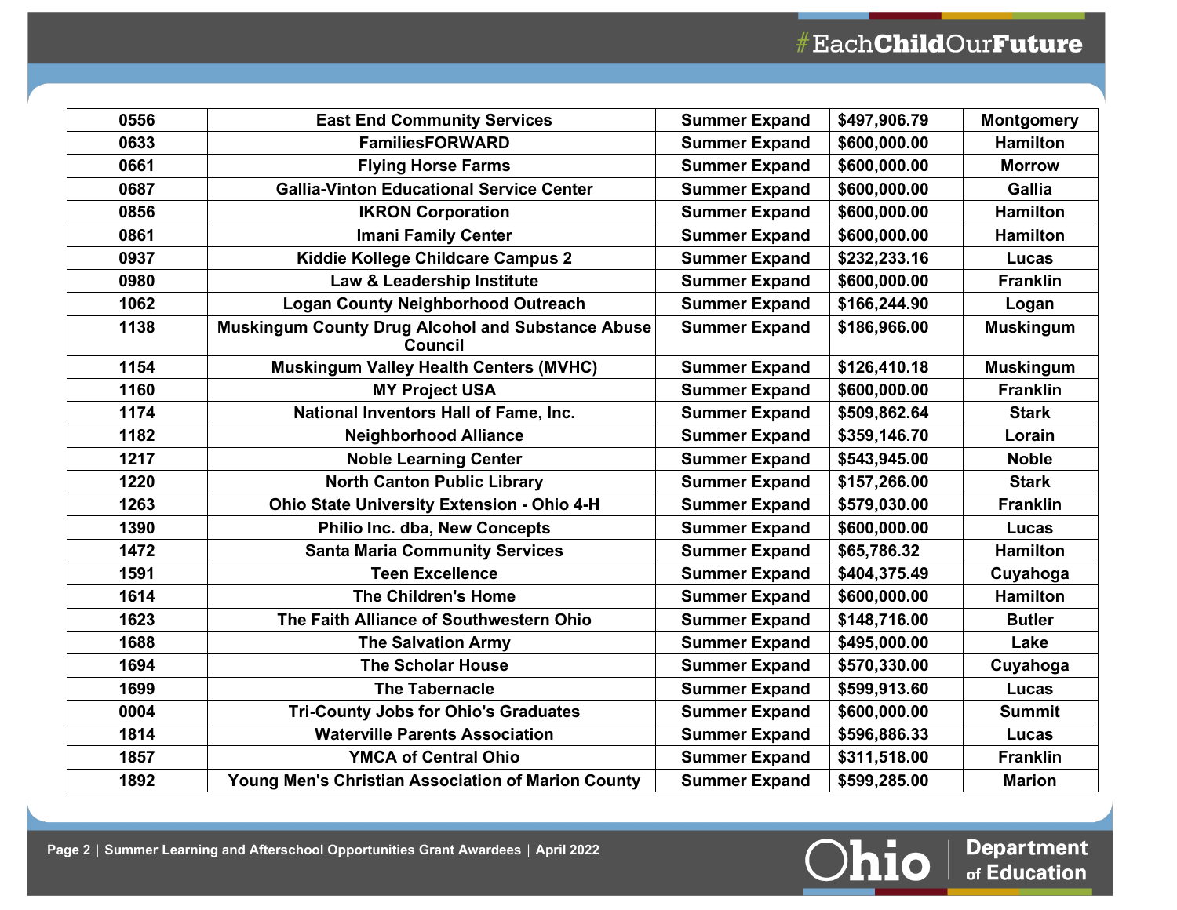| 0556 | East End Community Services | Summer Expand | $497,906.79 | Montgomery |
|---|---|---|---|---|
| 0633 | FamiliesFORWARD | Summer Expand | $600,000.00 | Hamilton |
| 0661 | Flying Horse Farms | Summer Expand | $600,000.00 | Morrow |
| 0687 | Gallia-Vinton Educational Service Center | Summer Expand | $600,000.00 | Gallia |
| 0856 | IKRON Corporation | Summer Expand | $600,000.00 | Hamilton |
| 0861 | Imani Family Center | Summer Expand | $600,000.00 | Hamilton |
| 0937 | Kiddie Kollege Childcare Campus 2 | Summer Expand | $232,233.16 | Lucas |
| 0980 | Law & Leadership Institute | Summer Expand | $600,000.00 | Franklin |
| 1062 | Logan County Neighborhood Outreach | Summer Expand | $166,244.90 | Logan |
| 1138 | Muskingum County Drug Alcohol and Substance Abuse Council | Summer Expand | $186,966.00 | Muskingum |
| 1154 | Muskingum Valley Health Centers (MVHC) | Summer Expand | $126,410.18 | Muskingum |
| 1160 | MY Project USA | Summer Expand | $600,000.00 | Franklin |
| 1174 | National Inventors Hall of Fame, Inc. | Summer Expand | $509,862.64 | Stark |
| 1182 | Neighborhood Alliance | Summer Expand | $359,146.70 | Lorain |
| 1217 | Noble Learning Center | Summer Expand | $543,945.00 | Noble |
| 1220 | North Canton Public Library | Summer Expand | $157,266.00 | Stark |
| 1263 | Ohio State University Extension - Ohio 4-H | Summer Expand | $579,030.00 | Franklin |
| 1390 | Philio Inc. dba, New Concepts | Summer Expand | $600,000.00 | Lucas |
| 1472 | Santa Maria Community Services | Summer Expand | $65,786.32 | Hamilton |
| 1591 | Teen Excellence | Summer Expand | $404,375.49 | Cuyahoga |
| 1614 | The Children's Home | Summer Expand | $600,000.00 | Hamilton |
| 1623 | The Faith Alliance of Southwestern Ohio | Summer Expand | $148,716.00 | Butler |
| 1688 | The Salvation Army | Summer Expand | $495,000.00 | Lake |
| 1694 | The Scholar House | Summer Expand | $570,330.00 | Cuyahoga |
| 1699 | The Tabernacle | Summer Expand | $599,913.60 | Lucas |
| 0004 | Tri-County Jobs for Ohio's Graduates | Summer Expand | $600,000.00 | Summit |
| 1814 | Waterville Parents Association | Summer Expand | $596,886.33 | Lucas |
| 1857 | YMCA of Central Ohio | Summer Expand | $311,518.00 | Franklin |
| 1892 | Young Men's Christian Association of Marion County | Summer Expand | $599,285.00 | Marion |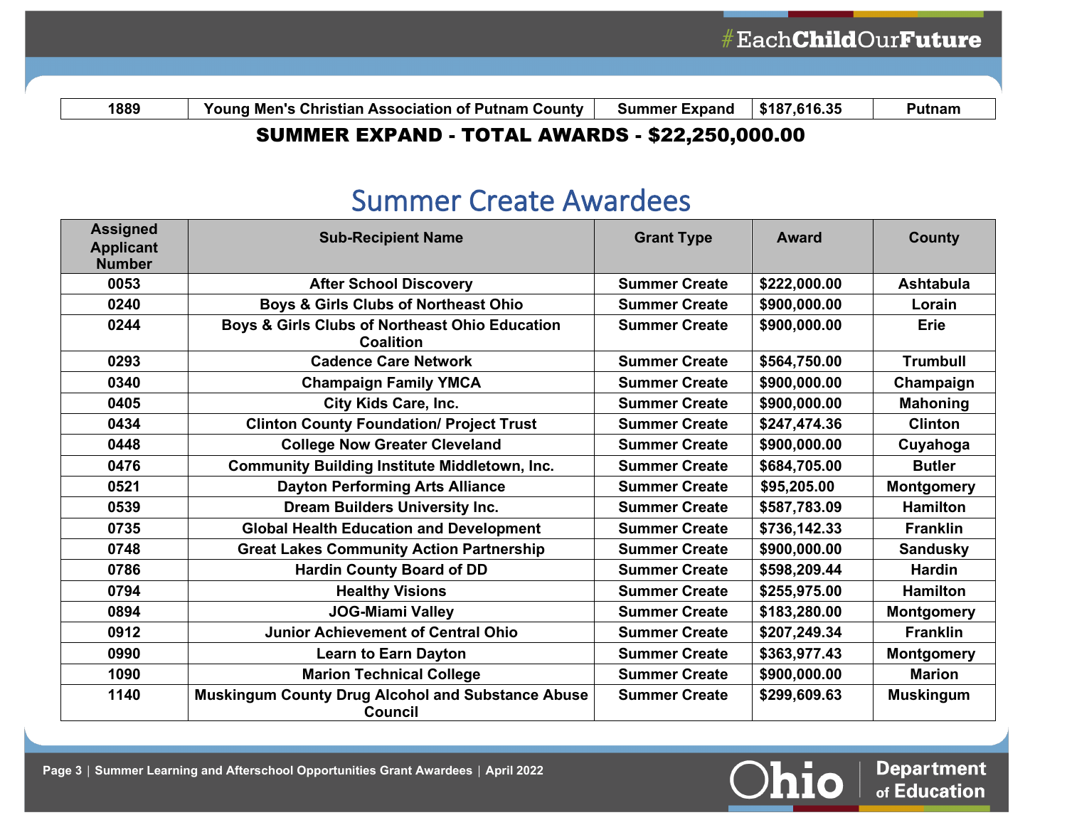| 1889 | Young Men's Christian Association of Putnam County | Summer Expand | $187,616.35 | Putnam |
|---|---|---|---|---|

**SUMMER EXPAND - TOTAL AWARDS - $22,250,000.00**

## Summer Create Awardees

| Assigned Applicant Number | Sub-Recipient Name | Grant Type | Award | County |
|---|---|---|---|---|
| 0053 | After School Discovery | Summer Create | $222,000.00 | Ashtabula |
| 0240 | Boys & Girls Clubs of Northeast Ohio | Summer Create | $900,000.00 | Lorain |
| 0244 | Boys & Girls Clubs of Northeast Ohio Education Coalition | Summer Create | $900,000.00 | Erie |
| 0293 | Cadence Care Network | Summer Create | $564,750.00 | Trumbull |
| 0340 | Champaign Family YMCA | Summer Create | $900,000.00 | Champaign |
| 0405 | City Kids Care, Inc. | Summer Create | $900,000.00 | Mahoning |
| 0434 | Clinton County Foundation/ Project Trust | Summer Create | $247,474.36 | Clinton |
| 0448 | College Now Greater Cleveland | Summer Create | $900,000.00 | Cuyahoga |
| 0476 | Community Building Institute Middletown, Inc. | Summer Create | $684,705.00 | Butler |
| 0521 | Dayton Performing Arts Alliance | Summer Create | $95,205.00 | Montgomery |
| 0539 | Dream Builders University Inc. | Summer Create | $587,783.09 | Hamilton |
| 0735 | Global Health Education and Development | Summer Create | $736,142.33 | Franklin |
| 0748 | Great Lakes Community Action Partnership | Summer Create | $900,000.00 | Sandusky |
| 0786 | Hardin County Board of DD | Summer Create | $598,209.44 | Hardin |
| 0794 | Healthy Visions | Summer Create | $255,975.00 | Hamilton |
| 0894 | JOG-Miami Valley | Summer Create | $183,280.00 | Montgomery |
| 0912 | Junior Achievement of Central Ohio | Summer Create | $207,249.34 | Franklin |
| 0990 | Learn to Earn Dayton | Summer Create | $363,977.43 | Montgomery |
| 1090 | Marion Technical College | Summer Create | $900,000.00 | Marion |
| 1140 | Muskingum County Drug Alcohol and Substance Abuse Council | Summer Create | $299,609.63 | Muskingum |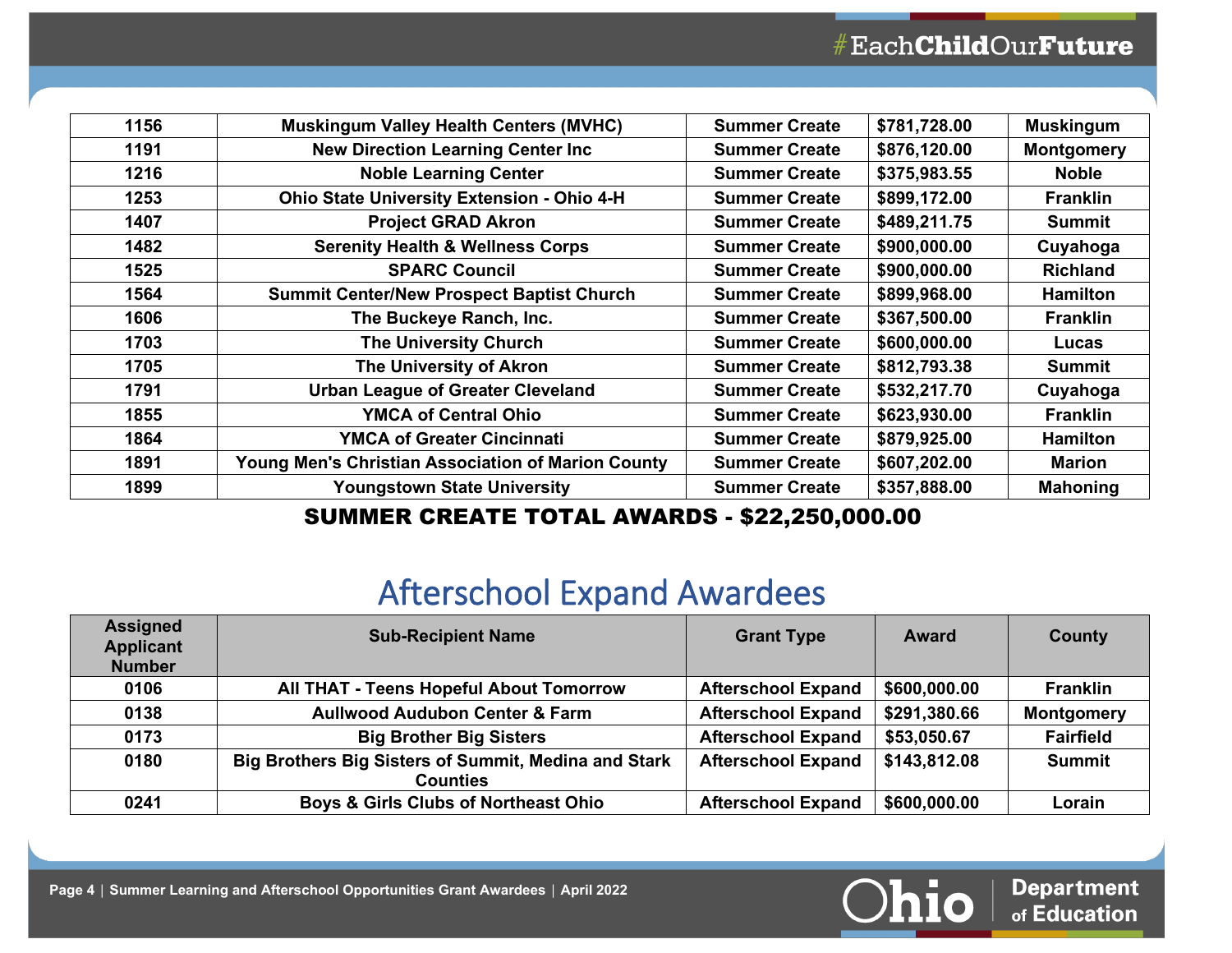| 1156 | Muskingum Valley Health Centers (MVHC) | Summer Create | $781,728.00 | Muskingum |
|---|---|---|---|---|
| 1191 | New Direction Learning Center Inc | Summer Create | $876,120.00 | Montgomery |
| 1216 | Noble Learning Center | Summer Create | $375,983.55 | Noble |
| 1253 | Ohio State University Extension - Ohio 4-H | Summer Create | $899,172.00 | Franklin |
| 1407 | Project GRAD Akron | Summer Create | $489,211.75 | Summit |
| 1482 | Serenity Health & Wellness Corps | Summer Create | $900,000.00 | Cuyahoga |
| 1525 | SPARC Council | Summer Create | $900,000.00 | Richland |
| 1564 | Summit Center/New Prospect Baptist Church | Summer Create | $899,968.00 | Hamilton |
| 1606 | The Buckeye Ranch, Inc. | Summer Create | $367,500.00 | Franklin |
| 1703 | The University Church | Summer Create | $600,000.00 | Lucas |
| 1705 | The University of Akron | Summer Create | $812,793.38 | Summit |
| 1791 | Urban League of Greater Cleveland | Summer Create | $532,217.70 | Cuyahoga |
| 1855 | YMCA of Central Ohio | Summer Create | $623,930.00 | Franklin |
| 1864 | YMCA of Greater Cincinnati | Summer Create | $879,925.00 | Hamilton |
| 1891 | Young Men's Christian Association of Marion County | Summer Create | $607,202.00 | Marion |
| 1899 | Youngstown State University | Summer Create | $357,888.00 | Mahoning |

**SUMMER CREATE TOTAL AWARDS - $22,250,000.00**

## Afterschool Expand Awardees

| Assigned Applicant Number | Sub-Recipient Name | Grant Type | Award | County |
|---|---|---|---|---|
| 0106 | All THAT - Teens Hopeful About Tomorrow | Afterschool Expand | $600,000.00 | Franklin |
| 0138 | Aullwood Audubon Center & Farm | Afterschool Expand | $291,380.66 | Montgomery |
| 0173 | Big Brother Big Sisters | Afterschool Expand | $53,050.67 | Fairfield |
| 0180 | Big Brothers Big Sisters of Summit, Medina and Stark Counties | Afterschool Expand | $143,812.08 | Summit |
| 0241 | Boys & Girls Clubs of Northeast Ohio | Afterschool Expand | $600,000.00 | Lorain |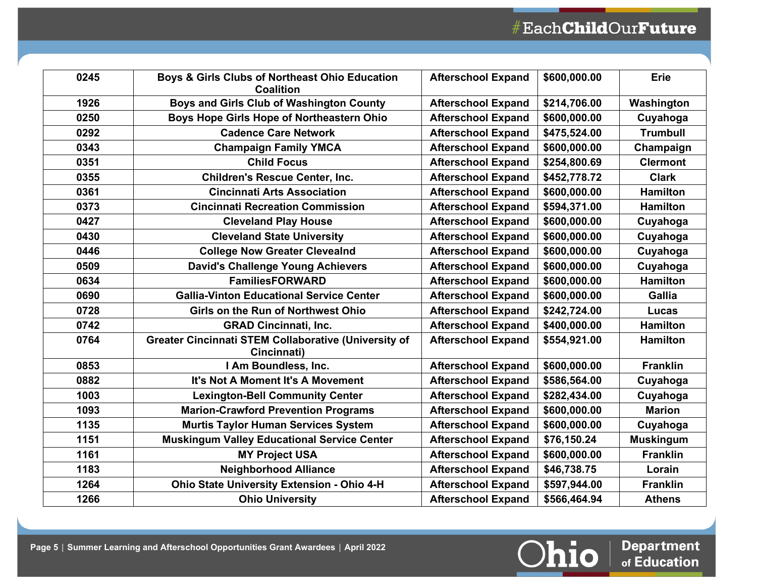| 0245 | Boys & Girls Clubs of Northeast Ohio Education Coalition | Afterschool Expand | $600,000.00 | Erie |
|---|---|---|---|---|
| 1926 | Boys and Girls Club of Washington County | Afterschool Expand | $214,706.00 | Washington |
| 0250 | Boys Hope Girls Hope of Northeastern Ohio | Afterschool Expand | $600,000.00 | Cuyahoga |
| 0292 | Cadence Care Network | Afterschool Expand | $475,524.00 | Trumbull |
| 0343 | Champaign Family YMCA | Afterschool Expand | $600,000.00 | Champaign |
| 0351 | Child Focus | Afterschool Expand | $254,800.69 | Clermont |
| 0355 | Children's Rescue Center, Inc. | Afterschool Expand | $452,778.72 | Clark |
| 0361 | Cincinnati Arts Association | Afterschool Expand | $600,000.00 | Hamilton |
| 0373 | Cincinnati Recreation Commission | Afterschool Expand | $594,371.00 | Hamilton |
| 0427 | Cleveland Play House | Afterschool Expand | $600,000.00 | Cuyahoga |
| 0430 | Cleveland State University | Afterschool Expand | $600,000.00 | Cuyahoga |
| 0446 | College Now Greater Clevealnd | Afterschool Expand | $600,000.00 | Cuyahoga |
| 0509 | David's Challenge Young Achievers | Afterschool Expand | $600,000.00 | Cuyahoga |
| 0634 | FamiliesFORWARD | Afterschool Expand | $600,000.00 | Hamilton |
| 0690 | Gallia-Vinton Educational Service Center | Afterschool Expand | $600,000.00 | Gallia |
| 0728 | Girls on the Run of Northwest Ohio | Afterschool Expand | $242,724.00 | Lucas |
| 0742 | GRAD Cincinnati, Inc. | Afterschool Expand | $400,000.00 | Hamilton |
| 0764 | Greater Cincinnati STEM Collaborative (University of Cincinnati) | Afterschool Expand | $554,921.00 | Hamilton |
| 0853 | I Am Boundless, Inc. | Afterschool Expand | $600,000.00 | Franklin |
| 0882 | It's Not A Moment It's A Movement | Afterschool Expand | $586,564.00 | Cuyahoga |
| 1003 | Lexington-Bell Community Center | Afterschool Expand | $282,434.00 | Cuyahoga |
| 1093 | Marion-Crawford Prevention Programs | Afterschool Expand | $600,000.00 | Marion |
| 1135 | Murtis Taylor Human Services System | Afterschool Expand | $600,000.00 | Cuyahoga |
| 1151 | Muskingum Valley Educational Service Center | Afterschool Expand | $76,150.24 | Muskingum |
| 1161 | MY Project USA | Afterschool Expand | $600,000.00 | Franklin |
| 1183 | Neighborhood Alliance | Afterschool Expand | $46,738.75 | Lorain |
| 1264 | Ohio State University Extension - Ohio 4-H | Afterschool Expand | $597,944.00 | Franklin |
| 1266 | Ohio University | Afterschool Expand | $566,464.94 | Athens |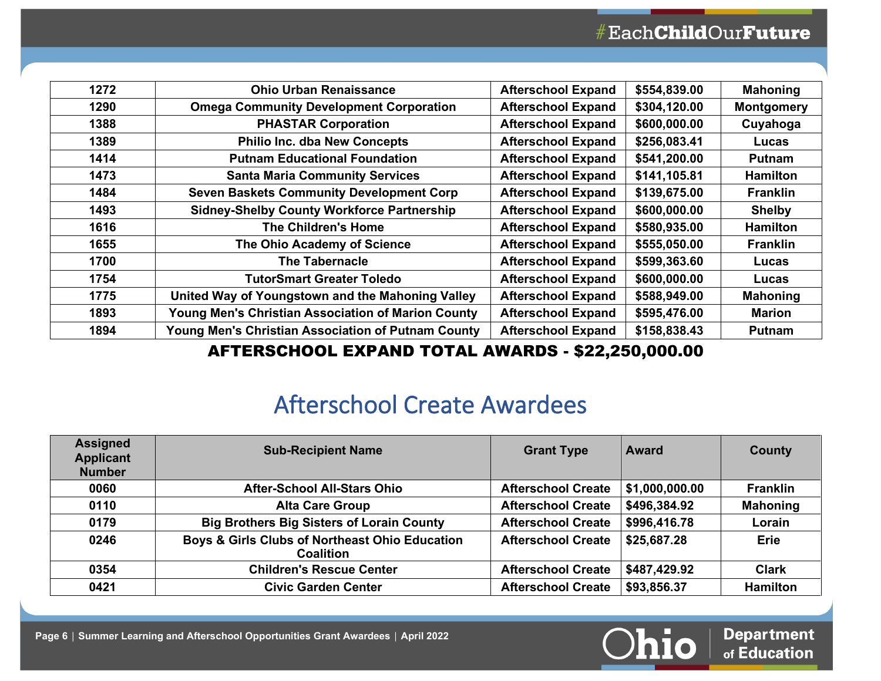| | | | | |
|---|---|---|---|---|
| 1272 | Ohio Urban Renaissance | Afterschool Expand | $554,839.00 | Mahoning |
| 1290 | Omega Community Development Corporation | Afterschool Expand | $304,120.00 | Montgomery |
| 1388 | PHASTAR Corporation | Afterschool Expand | $600,000.00 | Cuyahoga |
| 1389 | Philio Inc. dba New Concepts | Afterschool Expand | $256,083.41 | Lucas |
| 1414 | Putnam Educational Foundation | Afterschool Expand | $541,200.00 | Putnam |
| 1473 | Santa Maria Community Services | Afterschool Expand | $141,105.81 | Hamilton |
| 1484 | Seven Baskets Community Development Corp | Afterschool Expand | $139,675.00 | Franklin |
| 1493 | Sidney-Shelby County Workforce Partnership | Afterschool Expand | $600,000.00 | Shelby |
| 1616 | The Children's Home | Afterschool Expand | $580,935.00 | Hamilton |
| 1655 | The Ohio Academy of Science | Afterschool Expand | $555,050.00 | Franklin |
| 1700 | The Tabernacle | Afterschool Expand | $599,363.60 | Lucas |
| 1754 | TutorSmart Greater Toledo | Afterschool Expand | $600,000.00 | Lucas |
| 1775 | United Way of Youngstown and the Mahoning Valley | Afterschool Expand | $588,949.00 | Mahoning |
| 1893 | Young Men's Christian Association of Marion County | Afterschool Expand | $595,476.00 | Marion |
| 1894 | Young Men's Christian Association of Putnam County | Afterschool Expand | $158,838.43 | Putnam |

**AFTERSCHOOL EXPAND TOTAL AWARDS - $22,250,000.00**

# Afterschool Create Awardees

| Assigned Applicant Number | Sub-Recipient Name | Grant Type | Award | County |
|---|---|---|---|---|
| 0060 | After-School All-Stars Ohio | Afterschool Create | $1,000,000.00 | Franklin |
| 0110 | Alta Care Group | Afterschool Create | $496,384.92 | Mahoning |
| 0179 | Big Brothers Big Sisters of Lorain County | Afterschool Create | $996,416.78 | Lorain |
| 0246 | Boys & Girls Clubs of Northeast Ohio Education Coalition | Afterschool Create | $25,687.28 | Erie |
| 0354 | Children's Rescue Center | Afterschool Create | $487,429.92 | Clark |
| 0421 | Civic Garden Center | Afterschool Create | $93,856.37 | Hamilton |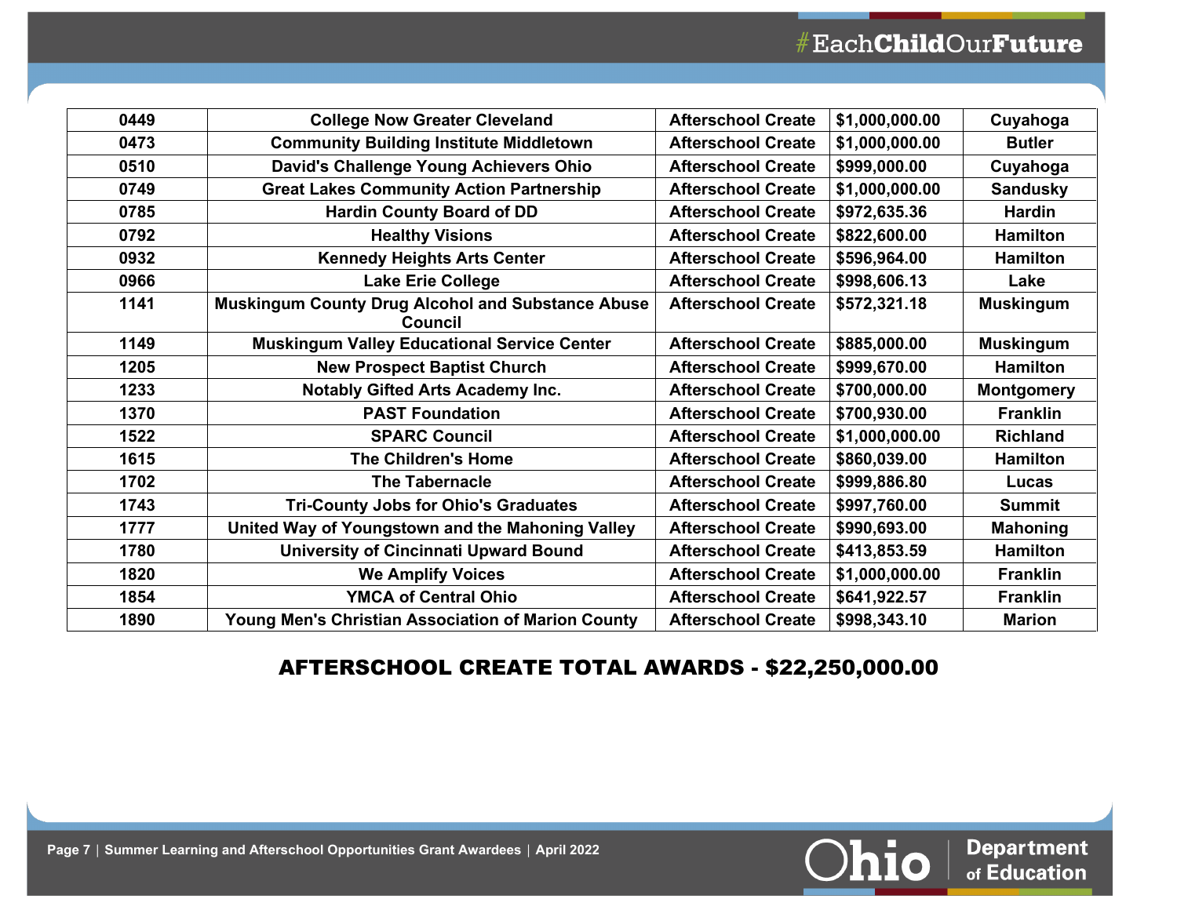| | | | | |
|---|---|---|---|---|
| 0449 | College Now Greater Cleveland | Afterschool Create | $1,000,000.00 | Cuyahoga |
| 0473 | Community Building Institute Middletown | Afterschool Create | $1,000,000.00 | Butler |
| 0510 | David's Challenge Young Achievers Ohio | Afterschool Create | $999,000.00 | Cuyahoga |
| 0749 | Great Lakes Community Action Partnership | Afterschool Create | $1,000,000.00 | Sandusky |
| 0785 | Hardin County Board of DD | Afterschool Create | $972,635.36 | Hardin |
| 0792 | Healthy Visions | Afterschool Create | $822,600.00 | Hamilton |
| 0932 | Kennedy Heights Arts Center | Afterschool Create | $596,964.00 | Hamilton |
| 0966 | Lake Erie College | Afterschool Create | $998,606.13 | Lake |
| 1141 | Muskingum County Drug Alcohol and Substance Abuse Council | Afterschool Create | $572,321.18 | Muskingum |
| 1149 | Muskingum Valley Educational Service Center | Afterschool Create | $885,000.00 | Muskingum |
| 1205 | New Prospect Baptist Church | Afterschool Create | $999,670.00 | Hamilton |
| 1233 | Notably Gifted Arts Academy Inc. | Afterschool Create | $700,000.00 | Montgomery |
| 1370 | PAST Foundation | Afterschool Create | $700,930.00 | Franklin |
| 1522 | SPARC Council | Afterschool Create | $1,000,000.00 | Richland |
| 1615 | The Children's Home | Afterschool Create | $860,039.00 | Hamilton |
| 1702 | The Tabernacle | Afterschool Create | $999,886.80 | Lucas |
| 1743 | Tri-County Jobs for Ohio's Graduates | Afterschool Create | $997,760.00 | Summit |
| 1777 | United Way of Youngstown and the Mahoning Valley | Afterschool Create | $990,693.00 | Mahoning |
| 1780 | University of Cincinnati Upward Bound | Afterschool Create | $413,853.59 | Hamilton |
| 1820 | We Amplify Voices | Afterschool Create | $1,000,000.00 | Franklin |
| 1854 | YMCA of Central Ohio | Afterschool Create | $641,922.57 | Franklin |
| 1890 | Young Men's Christian Association of Marion County | Afterschool Create | $998,343.10 | Marion |

**AFTERSCHOOL CREATE TOTAL AWARDS - $22,250,000.00**